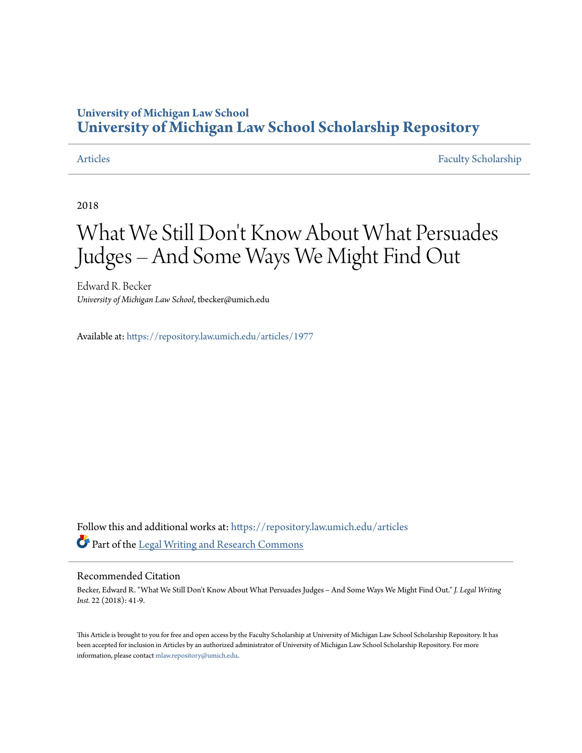University of Michigan Law School

# University of Michigan Law School Scholarship Repository

Articles | Faculty Scholarship

2018

# What We Still Don't Know About What Persuades Judges – And Some Ways We Might Find Out

Edward R. Becker
*University of Michigan Law School*, tbecker@umich.edu

Available at: https://repository.law.umich.edu/articles/1977

Follow this and additional works at: https://repository.law.umich.edu/articles

Part of the Legal Writing and Research Commons

## Recommended Citation

Becker, Edward R. "What We Still Don't Know About What Persuades Judges – And Some Ways We Might Find Out." *J. Legal Writing Inst.* 22 (2018): 41-9.

This Article is brought to you for free and open access by the Faculty Scholarship at University of Michigan Law School Scholarship Repository. It has been accepted for inclusion in Articles by an authorized administrator of University of Michigan Law School Scholarship Repository. For more information, please contact mlaw.repository@umich.edu.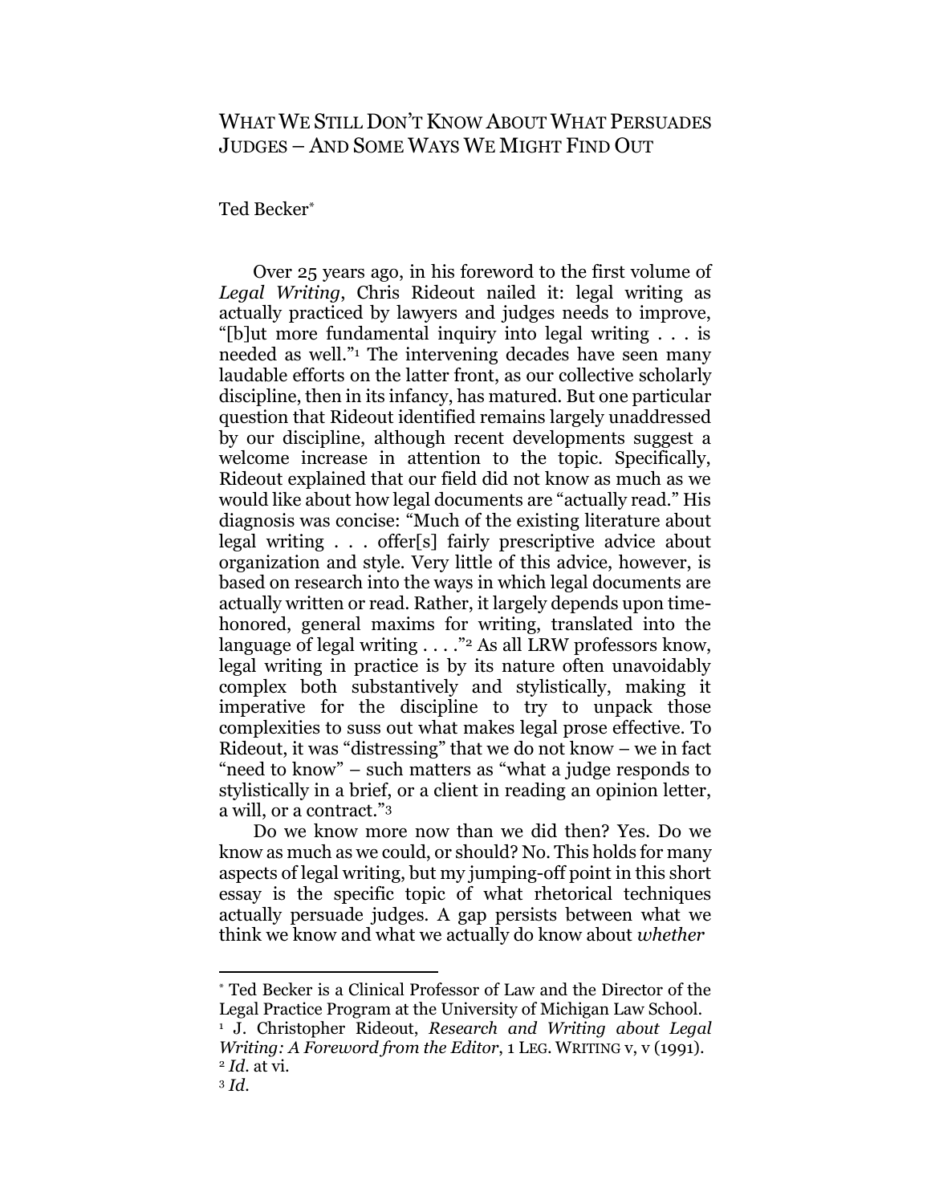# WHAT WE STILL DON'T KNOW ABOUT WHAT PERSUADES JUDGES – AND SOME WAYS WE MIGHT FIND OUT

Ted Becker*

Over 25 years ago, in his foreword to the first volume of *Legal Writing*, Chris Rideout nailed it: legal writing as actually practiced by lawyers and judges needs to improve, "[b]ut more fundamental inquiry into legal writing . . . is needed as well."[1] The intervening decades have seen many laudable efforts on the latter front, as our collective scholarly discipline, then in its infancy, has matured. But one particular question that Rideout identified remains largely unaddressed by our discipline, although recent developments suggest a welcome increase in attention to the topic. Specifically, Rideout explained that our field did not know as much as we would like about how legal documents are "actually read." His diagnosis was concise: "Much of the existing literature about legal writing . . . offer[s] fairly prescriptive advice about organization and style. Very little of this advice, however, is based on research into the ways in which legal documents are actually written or read. Rather, it largely depends upon time-honored, general maxims for writing, translated into the language of legal writing . . . ."[2] As all LRW professors know, legal writing in practice is by its nature often unavoidably complex both substantively and stylistically, making it imperative for the discipline to try to unpack those complexities to suss out what makes legal prose effective. To Rideout, it was "distressing" that we do not know – we in fact "need to know" – such matters as "what a judge responds to stylistically in a brief, or a client in reading an opinion letter, a will, or a contract."[3]

Do we know more now than we did then? Yes. Do we know as much as we could, or should? No. This holds for many aspects of legal writing, but my jumping-off point in this short essay is the specific topic of what rhetorical techniques actually persuade judges. A gap persists between what we think we know and what we actually do know about *whether*

---

* Ted Becker is a Clinical Professor of Law and the Director of the Legal Practice Program at the University of Michigan Law School.

[1] J. Christopher Rideout, *Research and Writing about Legal Writing: A Foreword from the Editor*, 1 LEG. WRITING v, v (1991).

[2] *Id.* at vi.

[3] *Id.*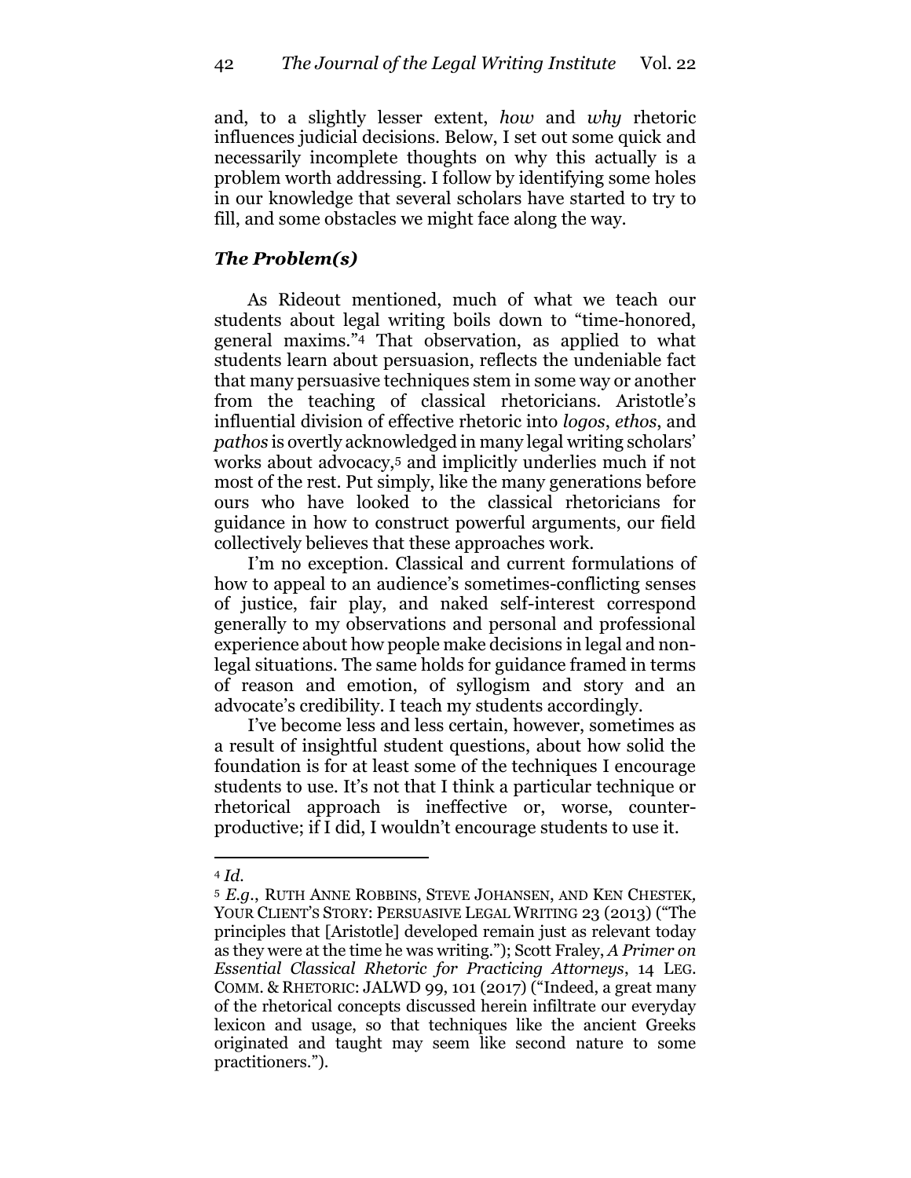and, to a slightly lesser extent, *how* and *why* rhetoric influences judicial decisions. Below, I set out some quick and necessarily incomplete thoughts on why this actually is a problem worth addressing. I follow by identifying some holes in our knowledge that several scholars have started to try to fill, and some obstacles we might face along the way.

### *The Problem(s)*

As Rideout mentioned, much of what we teach our students about legal writing boils down to "time-honored, general maxims."[4] That observation, as applied to what students learn about persuasion, reflects the undeniable fact that many persuasive techniques stem in some way or another from the teaching of classical rhetoricians. Aristotle's influential division of effective rhetoric into *logos*, *ethos*, and *pathos* is overtly acknowledged in many legal writing scholars' works about advocacy,[5] and implicitly underlies much if not most of the rest. Put simply, like the many generations before ours who have looked to the classical rhetoricians for guidance in how to construct powerful arguments, our field collectively believes that these approaches work.

I'm no exception. Classical and current formulations of how to appeal to an audience's sometimes-conflicting senses of justice, fair play, and naked self-interest correspond generally to my observations and personal and professional experience about how people make decisions in legal and non-legal situations. The same holds for guidance framed in terms of reason and emotion, of syllogism and story and an advocate's credibility. I teach my students accordingly.

I've become less and less certain, however, sometimes as a result of insightful student questions, about how solid the foundation is for at least some of the techniques I encourage students to use. It's not that I think a particular technique or rhetorical approach is ineffective or, worse, counter-productive; if I did, I wouldn't encourage students to use it.

---

[4] *Id.*

[5] *E.g.*, RUTH ANNE ROBBINS, STEVE JOHANSEN, AND KEN CHESTEK, YOUR CLIENT'S STORY: PERSUASIVE LEGAL WRITING 23 (2013) ("The principles that [Aristotle] developed remain just as relevant today as they were at the time he was writing."); Scott Fraley, *A Primer on Essential Classical Rhetoric for Practicing Attorneys*, 14 LEG. COMM. & RHETORIC: JALWD 99, 101 (2017) ("Indeed, a great many of the rhetorical concepts discussed herein infiltrate our everyday lexicon and usage, so that techniques like the ancient Greeks originated and taught may seem like second nature to some practitioners.").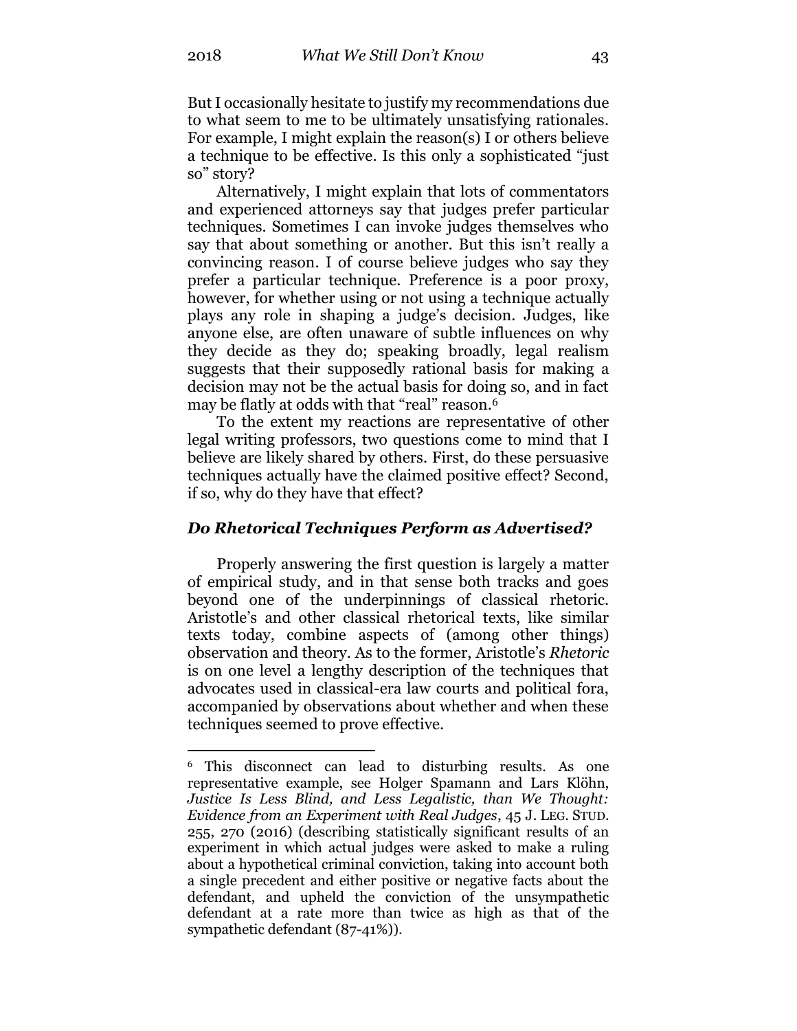But I occasionally hesitate to justify my recommendations due to what seem to me to be ultimately unsatisfying rationales. For example, I might explain the reason(s) I or others believe a technique to be effective. Is this only a sophisticated "just so" story?

Alternatively, I might explain that lots of commentators and experienced attorneys say that judges prefer particular techniques. Sometimes I can invoke judges themselves who say that about something or another. But this isn't really a convincing reason. I of course believe judges who say they prefer a particular technique. Preference is a poor proxy, however, for whether using or not using a technique actually plays any role in shaping a judge's decision. Judges, like anyone else, are often unaware of subtle influences on why they decide as they do; speaking broadly, legal realism suggests that their supposedly rational basis for making a decision may not be the actual basis for doing so, and in fact may be flatly at odds with that "real" reason.[6]

To the extent my reactions are representative of other legal writing professors, two questions come to mind that I believe are likely shared by others. First, do these persuasive techniques actually have the claimed positive effect? Second, if so, why do they have that effect?

### *Do Rhetorical Techniques Perform as Advertised?*

Properly answering the first question is largely a matter of empirical study, and in that sense both tracks and goes beyond one of the underpinnings of classical rhetoric. Aristotle's and other classical rhetorical texts, like similar texts today, combine aspects of (among other things) observation and theory. As to the former, Aristotle's *Rhetoric* is on one level a lengthy description of the techniques that advocates used in classical-era law courts and political fora, accompanied by observations about whether and when these techniques seemed to prove effective.

---

[6] This disconnect can lead to disturbing results. As one representative example, see Holger Spamann and Lars Klöhn, *Justice Is Less Blind, and Less Legalistic, than We Thought: Evidence from an Experiment with Real Judges*, 45 J. LEG. STUD. 255, 270 (2016) (describing statistically significant results of an experiment in which actual judges were asked to make a ruling about a hypothetical criminal conviction, taking into account both a single precedent and either positive or negative facts about the defendant, and upheld the conviction of the unsympathetic defendant at a rate more than twice as high as that of the sympathetic defendant (87-41%)).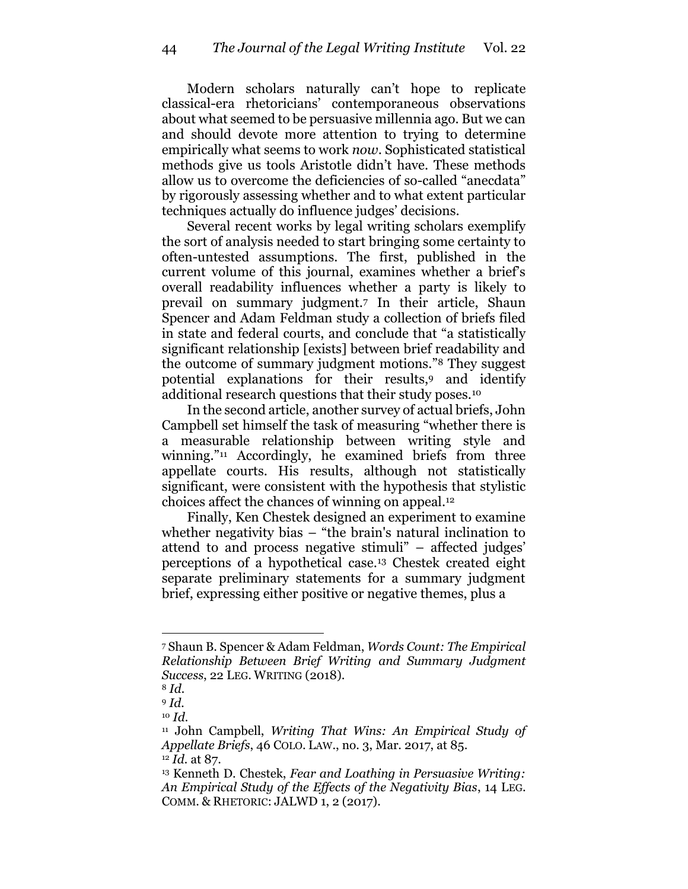Modern scholars naturally can't hope to replicate classical-era rhetoricians' contemporaneous observations about what seemed to be persuasive millennia ago. But we can and should devote more attention to trying to determine empirically what seems to work *now*. Sophisticated statistical methods give us tools Aristotle didn't have. These methods allow us to overcome the deficiencies of so-called "anecdata" by rigorously assessing whether and to what extent particular techniques actually do influence judges' decisions.

Several recent works by legal writing scholars exemplify the sort of analysis needed to start bringing some certainty to often-untested assumptions. The first, published in the current volume of this journal, examines whether a brief's overall readability influences whether a party is likely to prevail on summary judgment.[7] In their article, Shaun Spencer and Adam Feldman study a collection of briefs filed in state and federal courts, and conclude that "a statistically significant relationship [exists] between brief readability and the outcome of summary judgment motions."[8] They suggest potential explanations for their results,[9] and identify additional research questions that their study poses.[10]

In the second article, another survey of actual briefs, John Campbell set himself the task of measuring "whether there is a measurable relationship between writing style and winning."[11] Accordingly, he examined briefs from three appellate courts. His results, although not statistically significant, were consistent with the hypothesis that stylistic choices affect the chances of winning on appeal.[12]

Finally, Ken Chestek designed an experiment to examine whether negativity bias – "the brain's natural inclination to attend to and process negative stimuli" – affected judges' perceptions of a hypothetical case.[13] Chestek created eight separate preliminary statements for a summary judgment brief, expressing either positive or negative themes, plus a

---

[7] Shaun B. Spencer & Adam Feldman, *Words Count: The Empirical Relationship Between Brief Writing and Summary Judgment Success*, 22 LEG. WRITING (2018).

[8] *Id.*

[9] *Id.*

[10] *Id.*

[11] John Campbell, *Writing That Wins: An Empirical Study of Appellate Briefs*, 46 COLO. LAW., no. 3, Mar. 2017, at 85.

[12] *Id.* at 87.

[13] Kenneth D. Chestek, *Fear and Loathing in Persuasive Writing: An Empirical Study of the Effects of the Negativity Bias*, 14 LEG. COMM. & RHETORIC: JALWD 1, 2 (2017).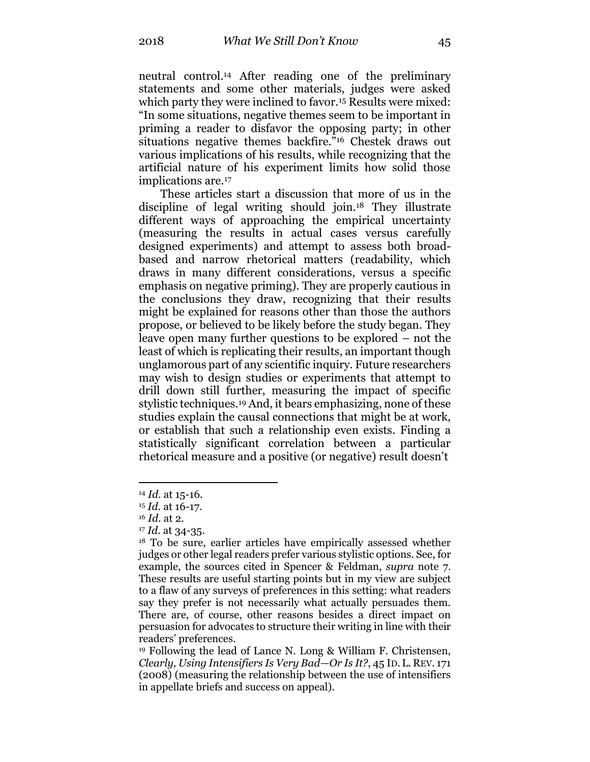neutral control.[14] After reading one of the preliminary statements and some other materials, judges were asked which party they were inclined to favor.[15] Results were mixed: "In some situations, negative themes seem to be important in priming a reader to disfavor the opposing party; in other situations negative themes backfire."[16] Chestek draws out various implications of his results, while recognizing that the artificial nature of his experiment limits how solid those implications are.[17]

These articles start a discussion that more of us in the discipline of legal writing should join.[18] They illustrate different ways of approaching the empirical uncertainty (measuring the results in actual cases versus carefully designed experiments) and attempt to assess both broad-based and narrow rhetorical matters (readability, which draws in many different considerations, versus a specific emphasis on negative priming). They are properly cautious in the conclusions they draw, recognizing that their results might be explained for reasons other than those the authors propose, or believed to be likely before the study began. They leave open many further questions to be explored – not the least of which is replicating their results, an important though unglamorous part of any scientific inquiry. Future researchers may wish to design studies or experiments that attempt to drill down still further, measuring the impact of specific stylistic techniques.[19] And, it bears emphasizing, none of these studies explain the causal connections that might be at work, or establish that such a relationship even exists. Finding a statistically significant correlation between a particular rhetorical measure and a positive (or negative) result doesn't

---

[14] *Id.* at 15-16.

[15] *Id.* at 16-17.

[16] *Id.* at 2.

[17] *Id.* at 34-35.

[18] To be sure, earlier articles have empirically assessed whether judges or other legal readers prefer various stylistic options. See, for example, the sources cited in Spencer & Feldman, *supra* note 7. These results are useful starting points but in my view are subject to a flaw of any surveys of preferences in this setting: what readers say they prefer is not necessarily what actually persuades them. There are, of course, other reasons besides a direct impact on persuasion for advocates to structure their writing in line with their readers' preferences.

[19] Following the lead of Lance N. Long & William F. Christensen, *Clearly, Using Intensifiers Is Very Bad—Or Is It?*, 45 ID. L. REV. 171 (2008) (measuring the relationship between the use of intensifiers in appellate briefs and success on appeal).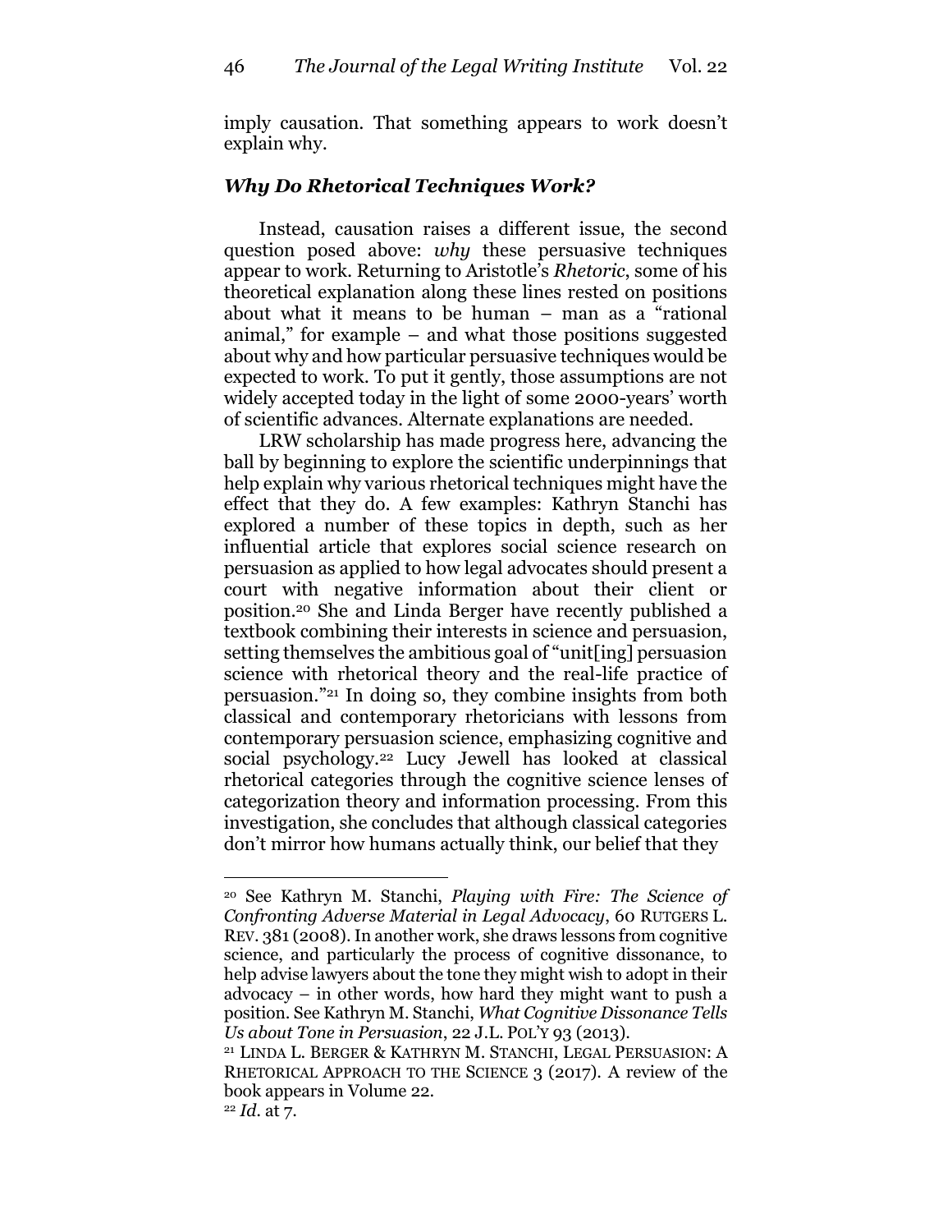imply causation. That something appears to work doesn't explain why.

### *Why Do Rhetorical Techniques Work?*

Instead, causation raises a different issue, the second question posed above: *why* these persuasive techniques appear to work. Returning to Aristotle's *Rhetoric*, some of his theoretical explanation along these lines rested on positions about what it means to be human – man as a "rational animal," for example – and what those positions suggested about why and how particular persuasive techniques would be expected to work. To put it gently, those assumptions are not widely accepted today in the light of some 2000-years' worth of scientific advances. Alternate explanations are needed.

LRW scholarship has made progress here, advancing the ball by beginning to explore the scientific underpinnings that help explain why various rhetorical techniques might have the effect that they do. A few examples: Kathryn Stanchi has explored a number of these topics in depth, such as her influential article that explores social science research on persuasion as applied to how legal advocates should present a court with negative information about their client or position.[20] She and Linda Berger have recently published a textbook combining their interests in science and persuasion, setting themselves the ambitious goal of "unit[ing] persuasion science with rhetorical theory and the real-life practice of persuasion."[21] In doing so, they combine insights from both classical and contemporary rhetoricians with lessons from contemporary persuasion science, emphasizing cognitive and social psychology.[22] Lucy Jewell has looked at classical rhetorical categories through the cognitive science lenses of categorization theory and information processing. From this investigation, she concludes that although classical categories don't mirror how humans actually think, our belief that they

---

[20] See Kathryn M. Stanchi, *Playing with Fire: The Science of Confronting Adverse Material in Legal Advocacy*, 60 RUTGERS L. REV. 381 (2008). In another work, she draws lessons from cognitive science, and particularly the process of cognitive dissonance, to help advise lawyers about the tone they might wish to adopt in their advocacy – in other words, how hard they might want to push a position. See Kathryn M. Stanchi, *What Cognitive Dissonance Tells Us about Tone in Persuasion*, 22 J.L. POL'Y 93 (2013).

[21] LINDA L. BERGER & KATHRYN M. STANCHI, LEGAL PERSUASION: A RHETORICAL APPROACH TO THE SCIENCE 3 (2017). A review of the book appears in Volume 22.

[22] *Id.* at 7.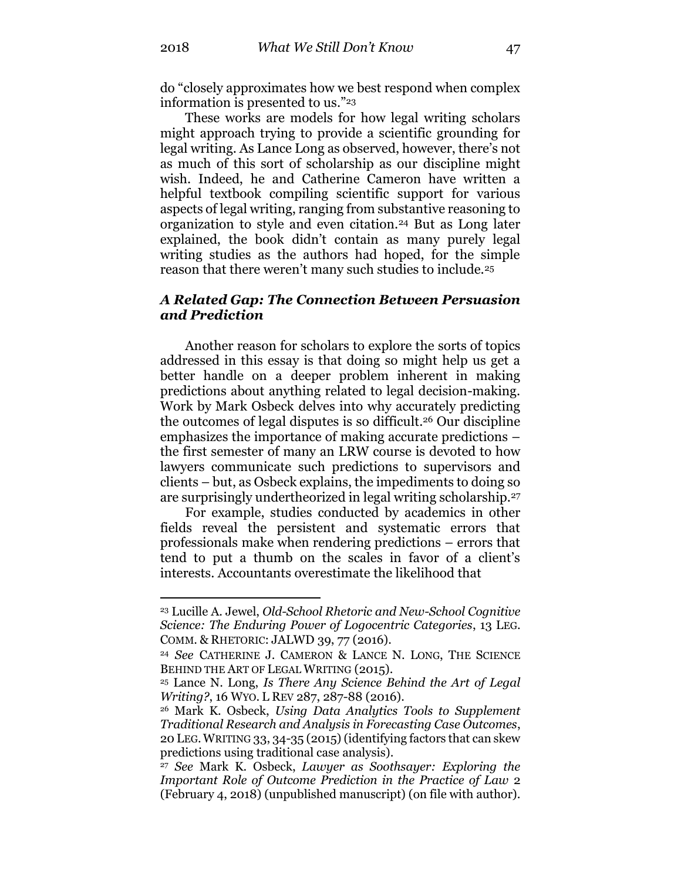do "closely approximates how we best respond when complex information is presented to us."[23]

These works are models for how legal writing scholars might approach trying to provide a scientific grounding for legal writing. As Lance Long as observed, however, there's not as much of this sort of scholarship as our discipline might wish. Indeed, he and Catherine Cameron have written a helpful textbook compiling scientific support for various aspects of legal writing, ranging from substantive reasoning to organization to style and even citation.[24] But as Long later explained, the book didn't contain as many purely legal writing studies as the authors had hoped, for the simple reason that there weren't many such studies to include.[25]

### *A Related Gap: The Connection Between Persuasion and Prediction*

Another reason for scholars to explore the sorts of topics addressed in this essay is that doing so might help us get a better handle on a deeper problem inherent in making predictions about anything related to legal decision-making. Work by Mark Osbeck delves into why accurately predicting the outcomes of legal disputes is so difficult.[26] Our discipline emphasizes the importance of making accurate predictions – the first semester of many an LRW course is devoted to how lawyers communicate such predictions to supervisors and clients – but, as Osbeck explains, the impediments to doing so are surprisingly undertheorized in legal writing scholarship.[27]

For example, studies conducted by academics in other fields reveal the persistent and systematic errors that professionals make when rendering predictions – errors that tend to put a thumb on the scales in favor of a client's interests. Accountants overestimate the likelihood that

---

[23] Lucille A. Jewel, *Old-School Rhetoric and New-School Cognitive Science: The Enduring Power of Logocentric Categories*, 13 LEG. COMM. & RHETORIC: JALWD 39, 77 (2016).

[24] *See* CATHERINE J. CAMERON & LANCE N. LONG, THE SCIENCE BEHIND THE ART OF LEGAL WRITING (2015).

[25] Lance N. Long, *Is There Any Science Behind the Art of Legal Writing?*, 16 WYO. L REV 287, 287-88 (2016).

[26] Mark K. Osbeck, *Using Data Analytics Tools to Supplement Traditional Research and Analysis in Forecasting Case Outcomes*, 20 LEG. WRITING 33, 34-35 (2015) (identifying factors that can skew predictions using traditional case analysis).

[27] *See* Mark K. Osbeck, *Lawyer as Soothsayer: Exploring the Important Role of Outcome Prediction in the Practice of Law* 2 (February 4, 2018) (unpublished manuscript) (on file with author).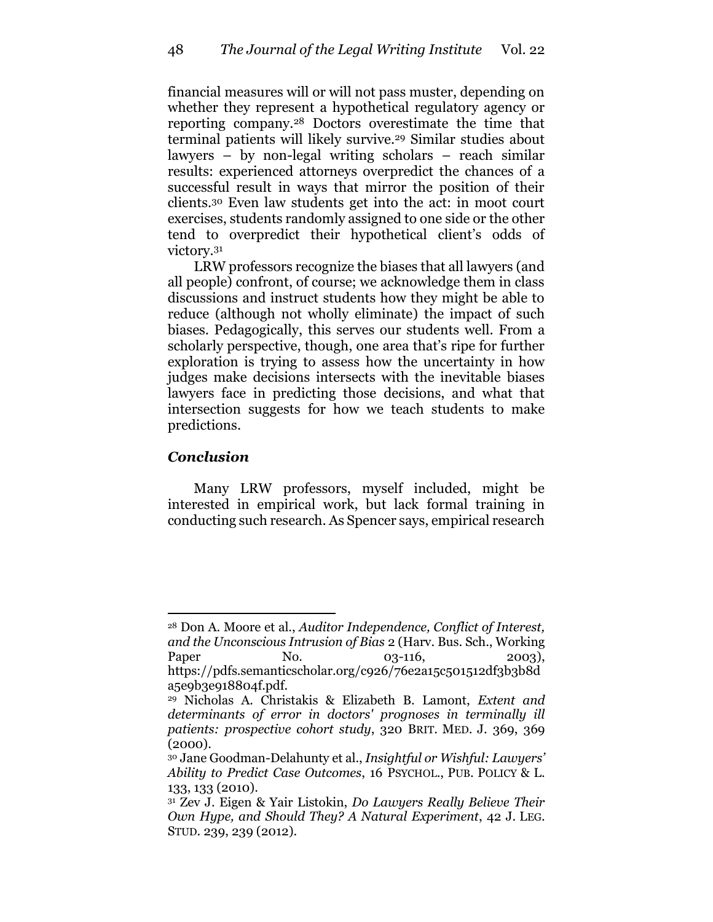financial measures will or will not pass muster, depending on whether they represent a hypothetical regulatory agency or reporting company.[28] Doctors overestimate the time that terminal patients will likely survive.[29] Similar studies about lawyers – by non-legal writing scholars – reach similar results: experienced attorneys overpredict the chances of a successful result in ways that mirror the position of their clients.[30] Even law students get into the act: in moot court exercises, students randomly assigned to one side or the other tend to overpredict their hypothetical client's odds of victory.[31]

LRW professors recognize the biases that all lawyers (and all people) confront, of course; we acknowledge them in class discussions and instruct students how they might be able to reduce (although not wholly eliminate) the impact of such biases. Pedagogically, this serves our students well. From a scholarly perspective, though, one area that's ripe for further exploration is trying to assess how the uncertainty in how judges make decisions intersects with the inevitable biases lawyers face in predicting those decisions, and what that intersection suggests for how we teach students to make predictions.

### *Conclusion*

Many LRW professors, myself included, might be interested in empirical work, but lack formal training in conducting such research. As Spencer says, empirical research

---

[28] Don A. Moore et al., *Auditor Independence, Conflict of Interest, and the Unconscious Intrusion of Bias* 2 (Harv. Bus. Sch., Working Paper No. 03-116, 2003), https://pdfs.semanticscholar.org/c926/76e2a15c501512df3b3b8da5e9b3e918804f.pdf.

[29] Nicholas A. Christakis & Elizabeth B. Lamont, *Extent and determinants of error in doctors' prognoses in terminally ill patients: prospective cohort study*, 320 BRIT. MED. J. 369, 369 (2000).

[30] Jane Goodman-Delahunty et al., *Insightful or Wishful: Lawyers' Ability to Predict Case Outcomes*, 16 PSYCHOL., PUB. POLICY & L. 133, 133 (2010).

[31] Zev J. Eigen & Yair Listokin, *Do Lawyers Really Believe Their Own Hype, and Should They? A Natural Experiment*, 42 J. LEG. STUD. 239, 239 (2012).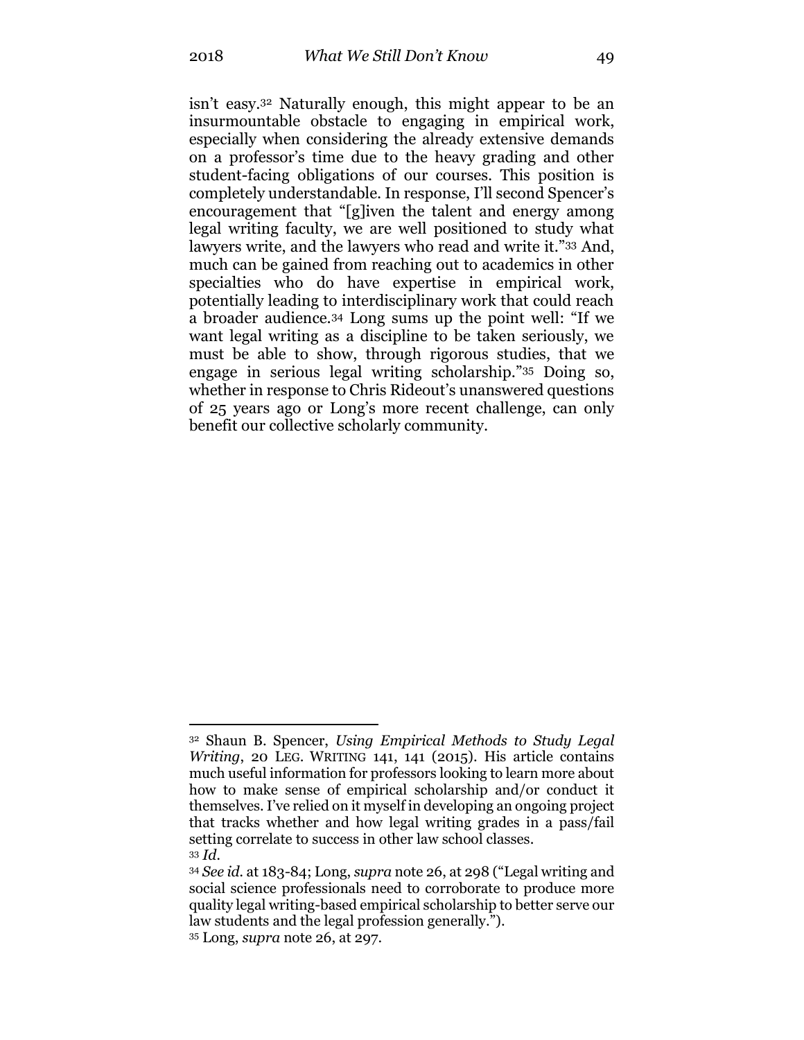isn't easy.[32] Naturally enough, this might appear to be an insurmountable obstacle to engaging in empirical work, especially when considering the already extensive demands on a professor's time due to the heavy grading and other student-facing obligations of our courses. This position is completely understandable. In response, I'll second Spencer's encouragement that "[g]iven the talent and energy among legal writing faculty, we are well positioned to study what lawyers write, and the lawyers who read and write it."[33] And, much can be gained from reaching out to academics in other specialties who do have expertise in empirical work, potentially leading to interdisciplinary work that could reach a broader audience.[34] Long sums up the point well: "If we want legal writing as a discipline to be taken seriously, we must be able to show, through rigorous studies, that we engage in serious legal writing scholarship."[35] Doing so, whether in response to Chris Rideout's unanswered questions of 25 years ago or Long's more recent challenge, can only benefit our collective scholarly community.

---

[32] Shaun B. Spencer, *Using Empirical Methods to Study Legal Writing*, 20 LEG. WRITING 141, 141 (2015). His article contains much useful information for professors looking to learn more about how to make sense of empirical scholarship and/or conduct it themselves. I've relied on it myself in developing an ongoing project that tracks whether and how legal writing grades in a pass/fail setting correlate to success in other law school classes.

[33] *Id.*

[34] *See id.* at 183-84; Long, *supra* note 26, at 298 ("Legal writing and social science professionals need to corroborate to produce more quality legal writing-based empirical scholarship to better serve our law students and the legal profession generally.").

[35] Long, *supra* note 26, at 297.